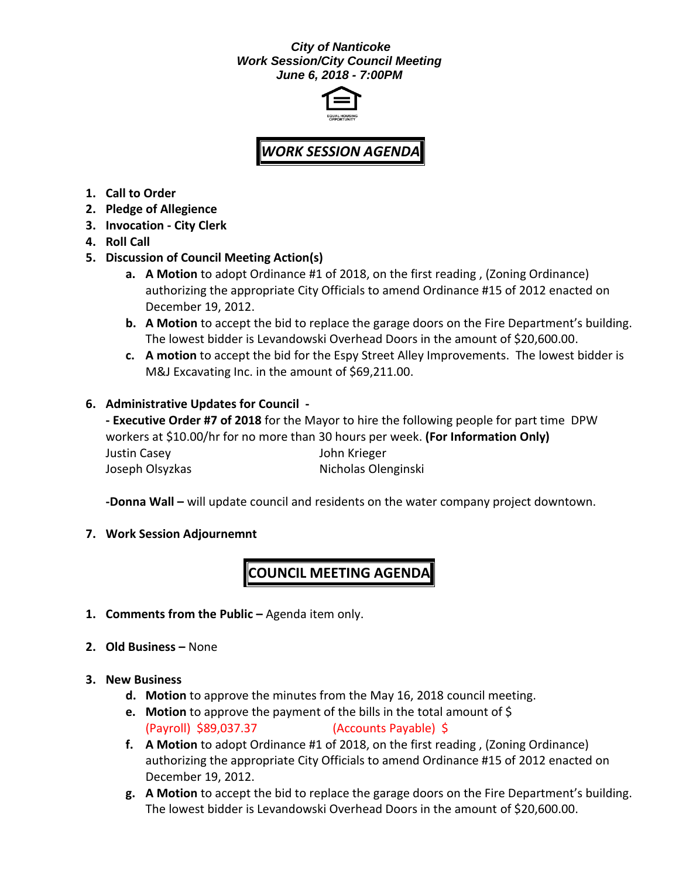***City of Nanticoke***
***Work Session/City Council Meeting***
***June 6, 2018 - 7:00PM***

## *WORK SESSION AGENDA*

1. **Call to Order**
2. **Pledge of Allegience**
3. **Invocation - City Clerk**
4. **Roll Call**
5. **Discussion of Council Meeting Action(s)**
   a. **A Motion** to adopt Ordinance #1 of 2018, on the first reading , (Zoning Ordinance) authorizing the appropriate City Officials to amend Ordinance #15 of 2012 enacted on December 19, 2012.
   b. **A Motion** to accept the bid to replace the garage doors on the Fire Department's building. The lowest bidder is Levandowski Overhead Doors in the amount of $20,600.00.
   c. **A motion** to accept the bid for the Espy Street Alley Improvements. The lowest bidder is M&J Excavating Inc. in the amount of $69,211.00.

6. **Administrative Updates for Council -**

   **- Executive Order #7 of 2018** for the Mayor to hire the following people for part time DPW workers at $10.00/hr for no more than 30 hours per week. **(For Information Only)**

   Justin Casey — John Krieger
   Joseph Olsyzkas — Nicholas Olenginski

   **-Donna Wall –** will update council and residents on the water company project downtown.

7. **Work Session Adjournemnt**

## COUNCIL MEETING AGENDA

1. **Comments from the Public –** Agenda item only.

2. **Old Business –** None

3. **New Business**
   d. **Motion** to approve the minutes from the May 16, 2018 council meeting.
   e. **Motion** to approve the payment of the bills in the total amount of $
      (Payroll) $89,037.37 (Accounts Payable) $
   f. **A Motion** to adopt Ordinance #1 of 2018, on the first reading , (Zoning Ordinance) authorizing the appropriate City Officials to amend Ordinance #15 of 2012 enacted on December 19, 2012.
   g. **A Motion** to accept the bid to replace the garage doors on the Fire Department's building. The lowest bidder is Levandowski Overhead Doors in the amount of $20,600.00.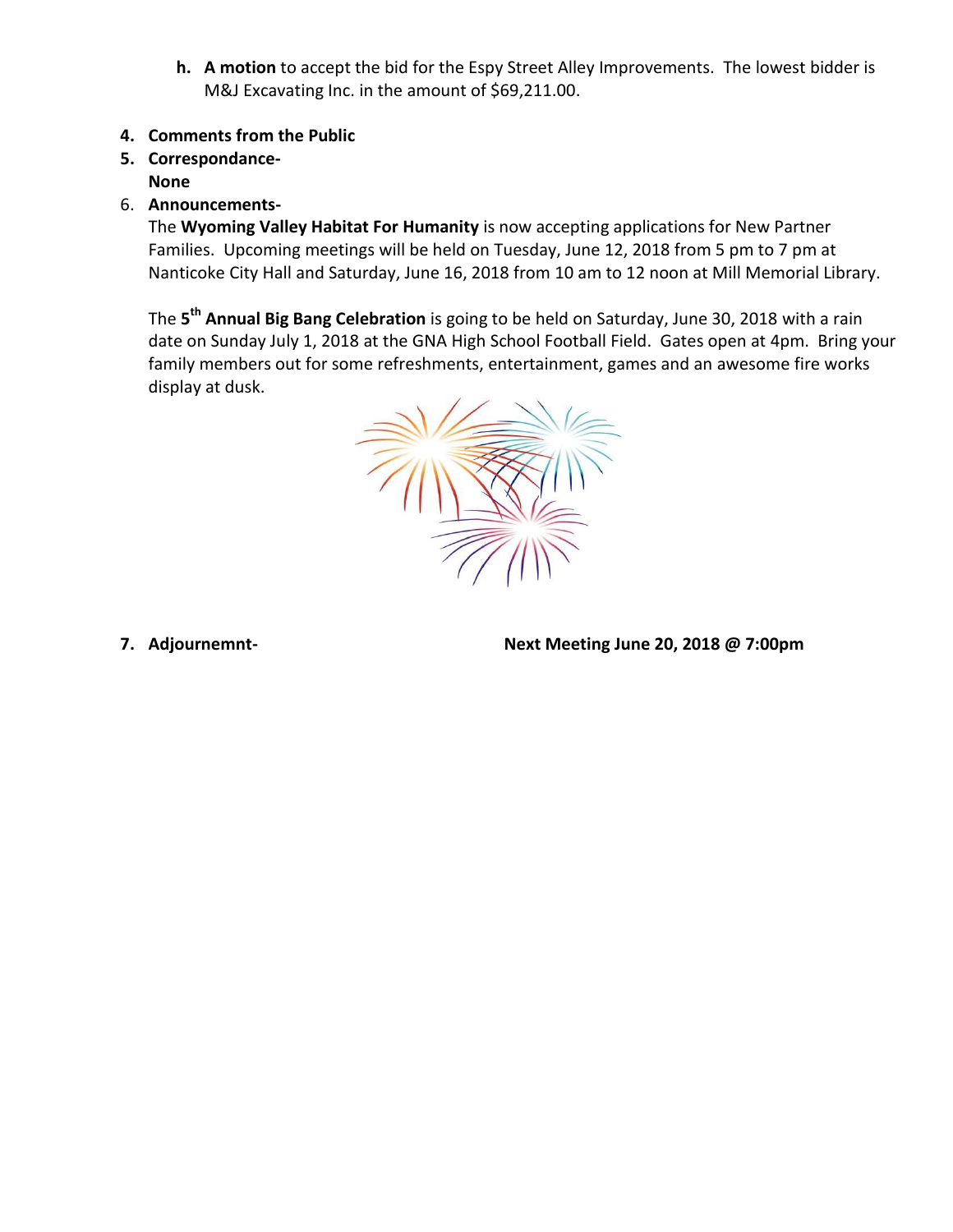h. **A motion** to accept the bid for the Espy Street Alley Improvements. The lowest bidder is M&J Excavating Inc. in the amount of $69,211.00.

4. **Comments from the Public**
5. **Correspondance-**
   **None**
6. **Announcements-**

   The **Wyoming Valley Habitat For Humanity** is now accepting applications for New Partner Families. Upcoming meetings will be held on Tuesday, June 12, 2018 from 5 pm to 7 pm at Nanticoke City Hall and Saturday, June 16, 2018 from 10 am to 12 noon at Mill Memorial Library.

   The **5th Annual Big Bang Celebration** is going to be held on Saturday, June 30, 2018 with a rain date on Sunday July 1, 2018 at the GNA High School Football Field. Gates open at 4pm. Bring your family members out for some refreshments, entertainment, games and an awesome fire works display at dusk.

7. **Adjournemnt-** **Next Meeting June 20, 2018 @ 7:00pm**